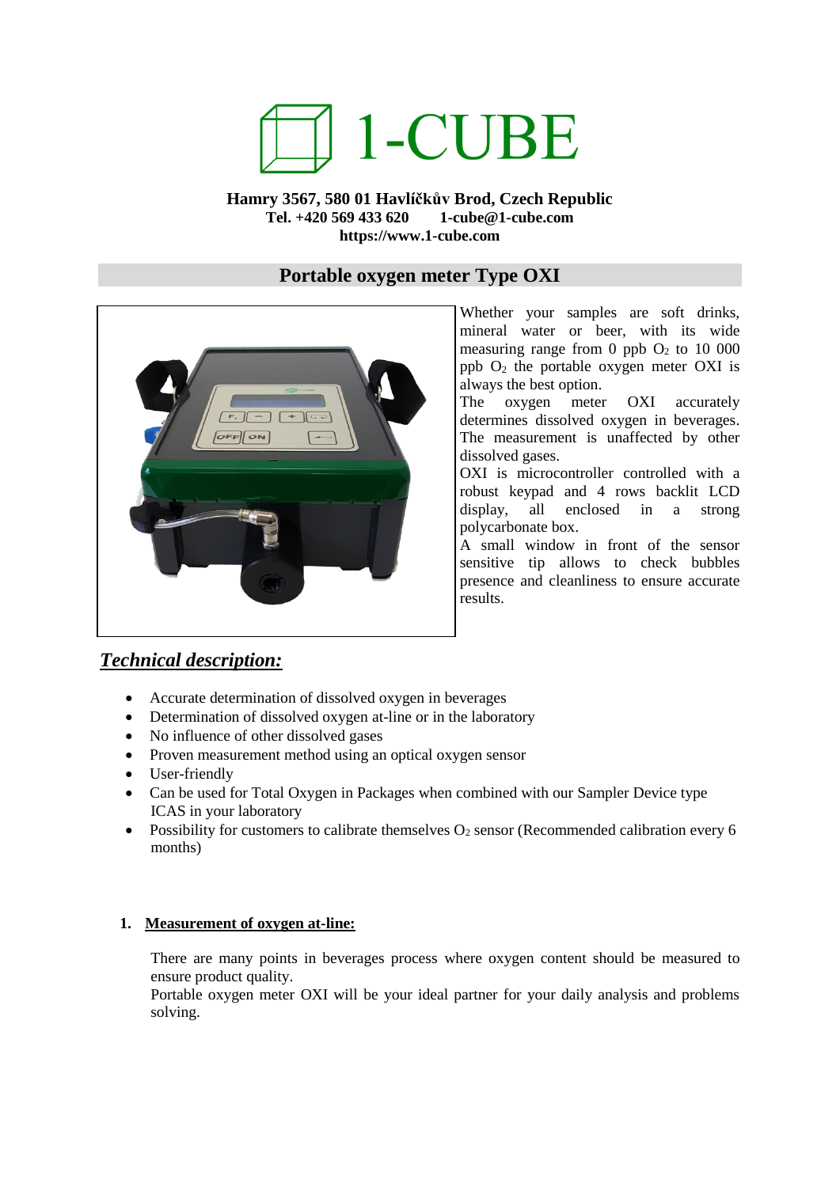# 1-CUBE

**Hamry 3567, 580 01 Havlíčkův Brod, Czech Republic**
**Tel. +420 569 433 620 1-cube@1-cube.com**
**https://www.1-cube.com**

## Portable oxygen meter Type OXI

Whether your samples are soft drinks, mineral water or beer, with its wide measuring range from 0 ppb $O_2$ to 10 000 ppb $O_2$ the portable oxygen meter OXI is always the best option.
The oxygen meter OXI accurately determines dissolved oxygen in beverages. The measurement is unaffected by other dissolved gases.
OXI is microcontroller controlled with a robust keypad and 4 rows backlit LCD display, all enclosed in a strong polycarbonate box.
A small window in front of the sensor sensitive tip allows to check bubbles presence and cleanliness to ensure accurate results.

## ***Technical description:***

- Accurate determination of dissolved oxygen in beverages
- Determination of dissolved oxygen at-line or in the laboratory
- No influence of other dissolved gases
- Proven measurement method using an optical oxygen sensor
- User-friendly
- Can be used for Total Oxygen in Packages when combined with our Sampler Device type ICAS in your laboratory
- Possibility for customers to calibrate themselves $O_2$ sensor (Recommended calibration every 6 months)

### 1. Measurement of oxygen at-line:

There are many points in beverages process where oxygen content should be measured to ensure product quality.
Portable oxygen meter OXI will be your ideal partner for your daily analysis and problems solving.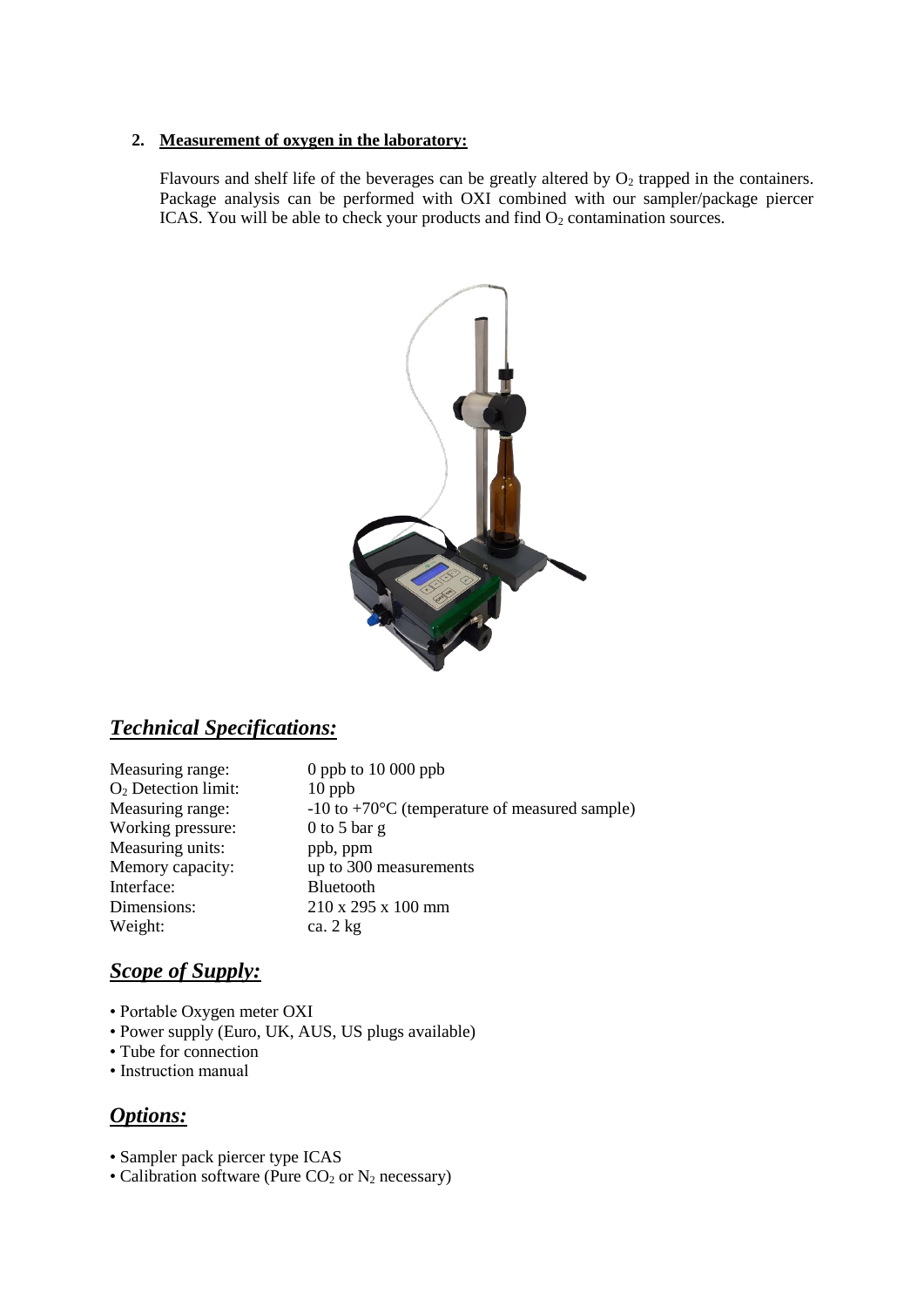**2. <u>Measurement of oxygen in the laboratory:</u>**

Flavours and shelf life of the beverages can be greatly altered by $O_2$ trapped in the containers. Package analysis can be performed with OXI combined with our sampler/package piercer ICAS. You will be able to check your products and find $O_2$ contamination sources.

## ***<u>Technical Specifications:</u>***

| | |
|---|---|
| Measuring range: | 0 ppb to 10 000 ppb |
| $O_2$ Detection limit: | 10 ppb |
| Measuring range: | -10 to +70°C (temperature of measured sample) |
| Working pressure: | 0 to 5 bar g |
| Measuring units: | ppb, ppm |
| Memory capacity: | up to 300 measurements |
| Interface: | Bluetooth |
| Dimensions: | 210 x 295 x 100 mm |
| Weight: | ca. 2 kg |

## ***<u>Scope of Supply:</u>***

- Portable Oxygen meter OXI
- Power supply (Euro, UK, AUS, US plugs available)
- Tube for connection
- Instruction manual

## ***<u>Options:</u>***

- Sampler pack piercer type ICAS
- Calibration software (Pure $CO_2$ or $N_2$ necessary)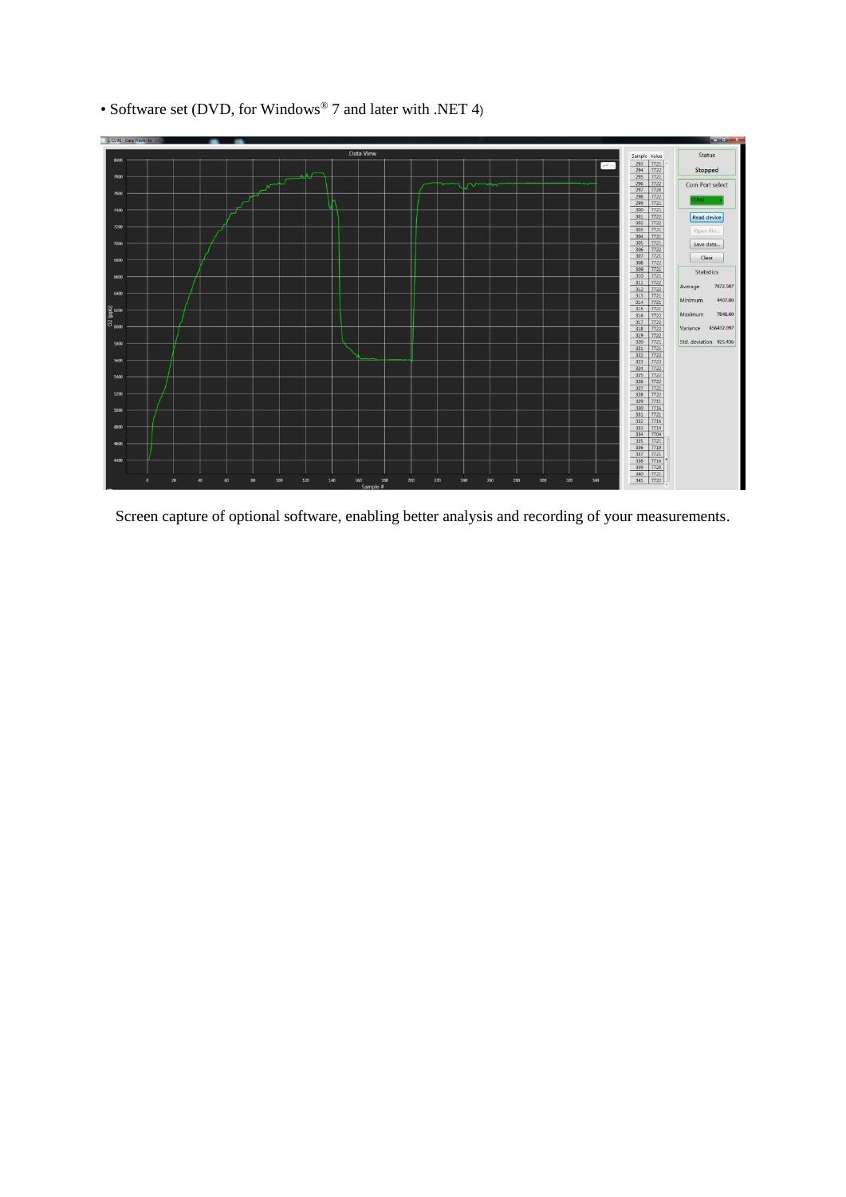• Software set (DVD, for Windows® 7 and later with .NET 4)

Data View

Sample Value

Status

Stopped

Com Port select

Read device

Open file...

Save data...

Clear

Statistics

Average 7072.507

Minimum 4407.00

Maximum 7848.00

Variance 856432.097

Std. deviation 925.436

O2 (ppb)

Sample #

Screen capture of optional software, enabling better analysis and recording of your measurements.